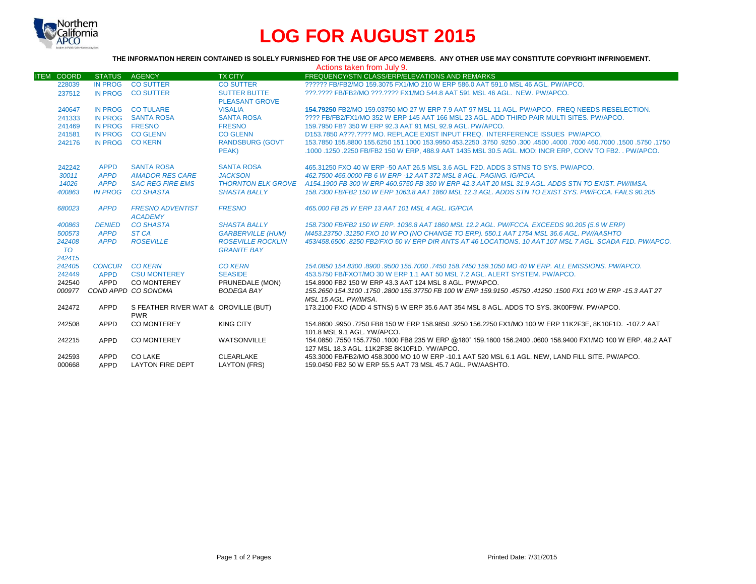# LOG FOR AUGUST 2015

**THE INFORMATION HEREIN CONTAINED IS SOLELY FURNISHED FOR THE USE OF APCO MEMBERS. ANY OTHER USE MAY CONSTITUTE COPYRIGHT INFRINGEMENT.**

Actions taken from July 9.

| ITEM | COORD | STATUS | AGENCY | TX CITY | FREQUENCY/STN CLASS/ERP/ELEVATIONS AND REMARKS |
|---|---|---|---|---|---|
| | 228039 | IN PROG | CO SUTTER | CO SUTTER | ?????? FB/FB2/MO 159.3075 FX1/MO 210 W ERP 586.0 AAT 591.0 MSL 46 AGL. PW/APCO. |
| | 237512 | IN PROG | CO SUTTER | SUTTER BUTTE PLEASANT GROVE | ???.???? FB/FB2/MO ???.???? FX1/MO 544.8 AAT 591 MSL 46 AGL. NEW. PW/APCO. |
| | 240647 | IN PROG | CO TULARE | VISALIA | **154.79250** FB2/MO 159.03750 MO 27 W ERP 7.9 AAT 97 MSL 11 AGL. PW/APCO. FREQ NEEDS RESELECTION. |
| | 241333 | IN PROG | SANTA ROSA | SANTA ROSA | ???? FB/FB2/FX1/MO 352 W ERP 145 AAT 166 MSL 23 AGL. ADD THIRD PAIR MULTI SITES. PW/APCO. |
| | 241469 | IN PROG | FRESNO | FRESNO | 159.7950 FB? 350 W ERP 92.3 AAT 91 MSL 92.9 AGL. PW/APCO. |
| | 241581 | IN PROG | CO GLENN | CO GLENN | D153.7850 A???.???? MO. REPLACE EXIST INPUT FREQ. INTERFERENCE ISSUES PW/APCO, |
| | 242176 | IN PROG | CO KERN | RANDSBURG (GOVT PEAK) | 153.7850 155.8800 155.6250 151.1000 153.9950 453.2250 .3750 .9250 .300 .4500 .4000 .7000 460.7000 .1500 .5750 .1750 .1000 .1250 .2250 FB/FB2 150 W ERP, 488.9 AAT 1435 MSL 30.5 AGL. MOD: INCR ERP, CONV TO FB2. . PW/APCO. |
| | 242242 | APPD | SANTA ROSA | SANTA ROSA | 465.31250 FXO 40 W ERP -50 AAT 26.5 MSL 3.6 AGL. F2D. ADDS 3 STNS TO SYS. PW/APCO. |
| | *30011* | *APPD* | *AMADOR RES CARE* | *JACKSON* | *462.7500 465.0000 FB 6 W ERP -12 AAT 372 MSL 8 AGL. PAGING. IG/PCIA.* |
| | *14026* | *APPD* | *SAC REG FIRE EMS* | *THORNTON ELK GROVE* | *A154.1900 FB 300 W ERP 460.5750 FB 350 W ERP 42.3 AAT 20 MSL 31.9 AGL. ADDS STN TO EXIST. PW/IMSA.* |
| | *400863* | *IN PROG* | *CO SHASTA* | *SHASTA BALLY* | *158.7300 FB/FB2 150 W ERP 1063.8 AAT 1860 MSL 12.3 AGL. ADDS STN TO EXIST SYS. PW/FCCA. FAILS 90.205* |
| | *680023* | *APPD* | *FRESNO ADVENTIST ACADEMY* | *FRESNO* | *465.000 FB 25 W ERP 13 AAT 101 MSL 4 AGL. IG/PCIA* |
| | *400863* | *DENIED* | *CO SHASTA* | *SHASTA BALLY* | *158.7300 FB/FB2 150 W ERP. 1036.8 AAT 1860 MSL 12.2 AGL. PW/FCCA. EXCEEDS 90.205 (5.6 W ERP)* |
| | *500573* | *APPD* | *ST CA* | *GARBERVILLE (HUM)* | *M453.23750 .31250 FXO 10 W PO (NO CHANGE TO ERP). 550.1 AAT 1754 MSL 36.6 AGL. PW/AASHTO* |
| | *242408 TO 242415* | *APPD* | *ROSEVILLE* | *ROSEVILLE ROCKLIN GRANITE BAY* | *453/458.6500 .8250 FB2/FXO 50 W ERP DIR ANTS AT 46 LOCATIONS. 10 AAT 107 MSL 7 AGL. SCADA F1D. PW/APCO.* |
| | *242405* | *CONCUR* | *CO KERN* | *CO KERN* | *154.0850 154.8300 .8900 .9500 155.7000 .7450 158.7450 159.1050 MO 40 W ERP. ALL EMISSIONS. PW/APCO.* |
| | 242449 | APPD | CSU MONTEREY | SEASIDE | 453.5750 FB/FXOT/MO 30 W ERP 1.1 AAT 50 MSL 7.2 AGL. ALERT SYSTEM. PW/APCO. |
| | 242540 | APPD | CO MONTEREY | PRUNEDALE (MON) | 154.8900 FB2 150 W ERP 43.3 AAT 124 MSL 8 AGL. PW/APCO. |
| | *000977* | *COND APPD* | *CO SONOMA* | *BODEGA BAY* | *155.2650 154.3100 .1750 .2800 155.37750 FB 100 W ERP 159.9150 .45750 .41250 .1500 FX1 100 W ERP -15.3 AAT 27 MSL 15 AGL. PW/IMSA.* |
| | 242472 | APPD | S FEATHER RIVER WAT & PWR | OROVILLE (BUT) | 173.2100 FXO (ADD 4 STNS) 5 W ERP 35.6 AAT 354 MSL 8 AGL. ADDS TO SYS. 3K00F9W. PW/APCO. |
| | 242508 | APPD | CO MONTEREY | KING CITY | 154.8600 .9950 .7250 FB8 150 W ERP 158.9850 .9250 156.2250 FX1/MO 100 W ERP 11K2F3E, 8K10F1D. -107.2 AAT 101.8 MSL 9.1 AGL. YW/APCO. |
| | 242215 | APPD | CO MONTEREY | WATSONVILLE | 154.0850 .7550 155.7750 .1000 FB8 235 W ERP @180˚ 159.1800 156.2400 .0600 158.9400 FX1/MO 100 W ERP. 48.2 AAT 127 MSL 18.3 AGL. 11K2F3E 8K10F1D. YW/APCO. |
| | 242593 | APPD | CO LAKE | CLEARLAKE | 453.3000 FB/FB2/MO 458.3000 MO 10 W ERP -10.1 AAT 520 MSL 6.1 AGL. NEW, LAND FILL SITE. PW/APCO. |
| | 000668 | APPD | LAYTON FIRE DEPT | LAYTON (FRS) | 159.0450 FB2 50 W ERP 55.5 AAT 73 MSL 45.7 AGL. PW/AASHTO. |

Printed Date: 7/31/2015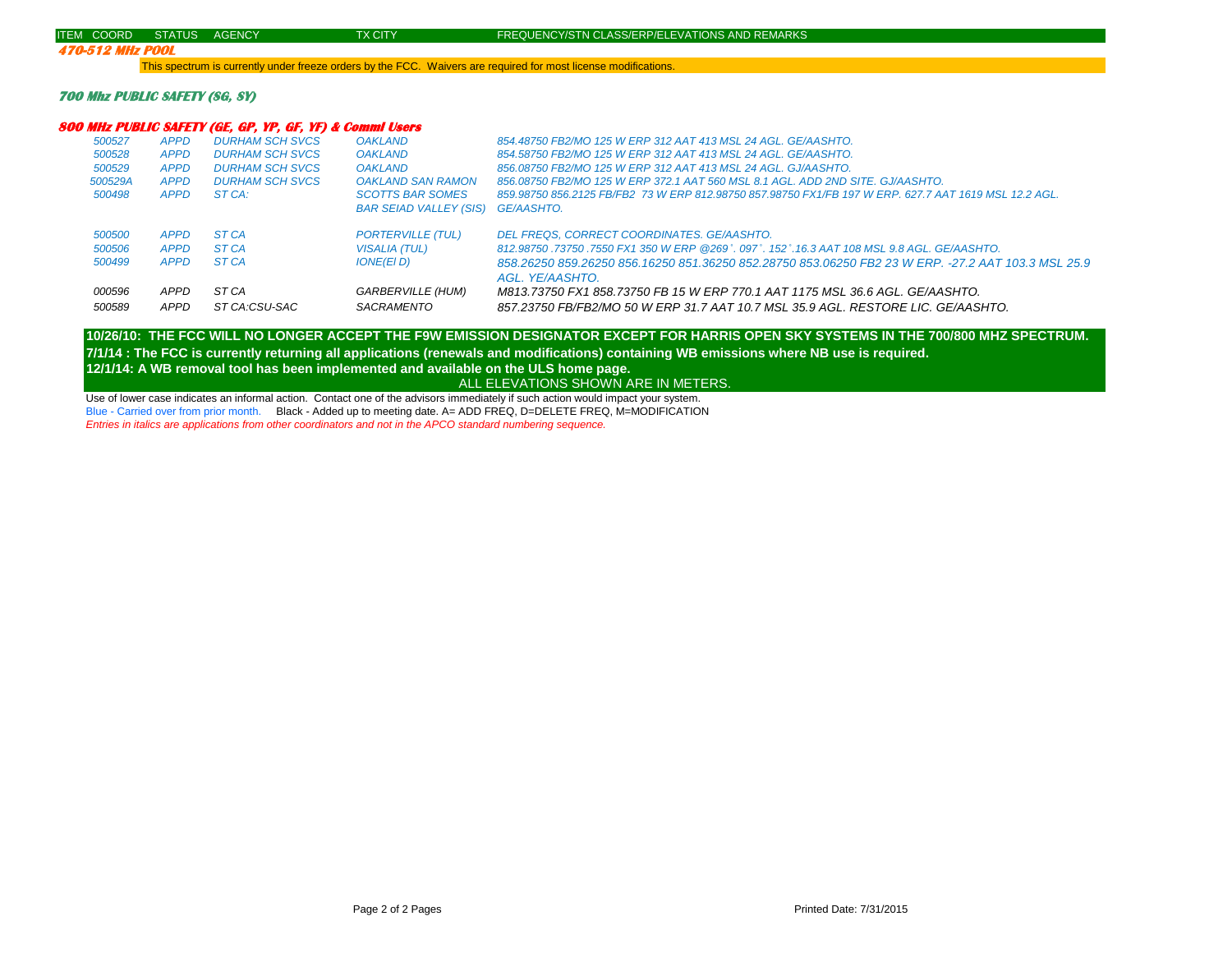| ITEM | COORD | STATUS | AGENCY | TX CITY | FREQUENCY/STN CLASS/ERP/ELEVATIONS AND REMARKS |
|---|---|---|---|---|---|

***470-512 MHz POOL***

This spectrum is currently under freeze orders by the FCC. Waivers are required for most license modifications.

***700 Mhz PUBLIC SAFETY (SG, SY)***

***800 MHz PUBLIC SAFETY (GE, GP, YP, GF, YF) & Comml Users***

| ITEM | STATUS | AGENCY | TX CITY | FREQUENCY/STN CLASS/ERP/ELEVATIONS AND REMARKS |
|---|---|---|---|---|
| *500527* | *APPD* | *DURHAM SCH SVCS* | *OAKLAND* | *854.48750 FB2/MO 125 W ERP 312 AAT 413 MSL 24 AGL. GE/AASHTO.* |
| *500528* | *APPD* | *DURHAM SCH SVCS* | *OAKLAND* | *854.58750 FB2/MO 125 W ERP 312 AAT 413 MSL 24 AGL. GE/AASHTO.* |
| *500529* | *APPD* | *DURHAM SCH SVCS* | *OAKLAND* | *856.08750 FB2/MO 125 W ERP 312 AAT 413 MSL 24 AGL. GJ/AASHTO.* |
| *500529A* | *APPD* | *DURHAM SCH SVCS* | *OAKLAND SAN RAMON* | *856.08750 FB2/MO 125 W ERP 372.1 AAT 560 MSL 8.1 AGL. ADD 2ND SITE. GJ/AASHTO.* |
| *500498* | *APPD* | *ST CA:* | *SCOTTS BAR SOMES BAR SEIAD VALLEY (SIS)* | *859.98750 856.2125 FB/FB2 73 W ERP 812.98750 857.98750 FX1/FB 197 W ERP. 627.7 AAT 1619 MSL 12.2 AGL. GE/AASHTO.* |
| *500500* | *APPD* | *ST CA* | *PORTERVILLE (TUL)* | *DEL FREQS, CORRECT COORDINATES. GE/AASHTO.* |
| *500506* | *APPD* | *ST CA* | *VISALIA (TUL)* | *812.98750 .73750 .7550 FX1 350 W ERP @269˚. 097˚. 152˚.16.3 AAT 108 MSL 9.8 AGL. GE/AASHTO.* |
| *500499* | *APPD* | *ST CA* | *IONE(El D)* | *858.26250 859.26250 856.16250 851.36250 852.28750 853.06250 FB2 23 W ERP. -27.2 AAT 103.3 MSL 25.9 AGL. YE/AASHTO.* |
| *000596* | *APPD* | *ST CA* | *GARBERVILLE (HUM)* | *M813.73750 FX1 858.73750 FB 15 W ERP 770.1 AAT 1175 MSL 36.6 AGL. GE/AASHTO.* |
| *500589* | *APPD* | *ST CA:CSU-SAC* | *SACRAMENTO* | *857.23750 FB/FB2/MO 50 W ERP 31.7 AAT 10.7 MSL 35.9 AGL. RESTORE LIC. GE/AASHTO.* |

**10/26/10: THE FCC WILL NO LONGER ACCEPT THE F9W EMISSION DESIGNATOR EXCEPT FOR HARRIS OPEN SKY SYSTEMS IN THE 700/800 MHZ SPECTRUM.**
**7/1/14 : The FCC is currently returning all applications (renewals and modifications) containing WB emissions where NB use is required.**
**12/1/14: A WB removal tool has been implemented and available on the ULS home page.**
ALL ELEVATIONS SHOWN ARE IN METERS.

Use of lower case indicates an informal action. Contact one of the advisors immediately if such action would impact your system.
Blue - Carried over from prior month. Black - Added up to meeting date. A= ADD FREQ, D=DELETE FREQ, M=MODIFICATION
*Entries in italics are applications from other coordinators and not in the APCO standard numbering sequence.*

Printed Date: 7/31/2015